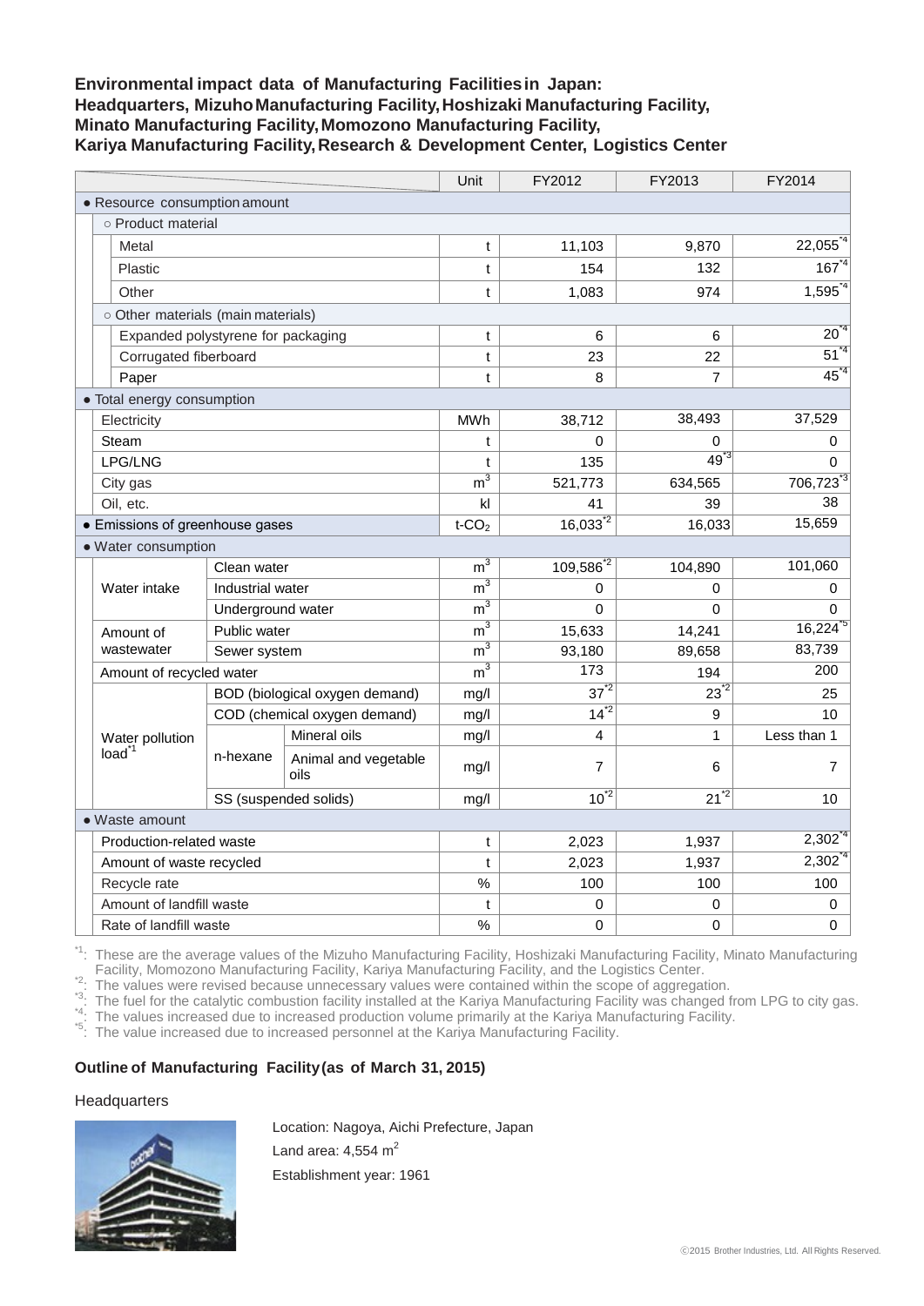**Environmental impact data of Manufacturing Facilities in Japan:**
**Headquarters, Mizuho Manufacturing Facility, Hoshizaki Manufacturing Facility,**
**Minato Manufacturing Facility, Momozono Manufacturing Facility,**
**Kariya Manufacturing Facility, Research & Development Center, Logistics Center**

| | | | Unit | FY2012 | FY2013 | FY2014 |
|---|---|---|---|---|---|---|
| ● Resource consumption amount | | | | | | |
| ○ Product material | | | | | | |
| Metal | | | t | 11,103 | 9,870 | 22,055[*4] |
| Plastic | | | t | 154 | 132 | 167[*4] |
| Other | | | t | 1,083 | 974 | 1,595[*4] |
| ○ Other materials (main materials) | | | | | | |
| Expanded polystyrene for packaging | | | t | 6 | 6 | 20[*4] |
| Corrugated fiberboard | | | t | 23 | 22 | 51[*4] |
| Paper | | | t | 8 | 7 | 45[*4] |
| ● Total energy consumption | | | | | | |
| Electricity | | | MWh | 38,712 | 38,493 | 37,529 |
| Steam | | | t | 0 | 0 | 0 |
| LPG/LNG | | | t | 135 | 49[*3] | 0 |
| City gas | | | $m^3$ | 521,773 | 634,565 | 706,723[*3] |
| Oil, etc. | | | kl | 41 | 39 | 38 |
| ● Emissions of greenhouse gases | | | t-$CO_2$ | 16,033[*2] | 16,033 | 15,659 |
| ● Water consumption | | | | | | |
| Water intake | Clean water | | $m^3$ | 109,586[*2] | 104,890 | 101,060 |
| | Industrial water | | $m^3$ | 0 | 0 | 0 |
| | Underground water | | $m^3$ | 0 | 0 | 0 |
| Amount of wastewater | Public water | | $m^3$ | 15,633 | 14,241 | 16,224[*5] |
| | Sewer system | | $m^3$ | 93,180 | 89,658 | 83,739 |
| Amount of recycled water | | | $m^3$ | 173 | 194 | 200 |
| Water pollution load[*1] | BOD (biological oxygen demand) | | mg/l | 37[*2] | 23[*2] | 25 |
| | COD (chemical oxygen demand) | | mg/l | 14[*2] | 9 | 10 |
| | n-hexane | Mineral oils | mg/l | 4 | 1 | Less than 1 |
| | | Animal and vegetable oils | mg/l | 7 | 6 | 7 |
| | SS (suspended solids) | | mg/l | 10[*2] | 21[*2] | 10 |
| ● Waste amount | | | | | | |
| Production-related waste | | | t | 2,023 | 1,937 | 2,302[*4] |
| Amount of waste recycled | | | t | 2,023 | 1,937 | 2,302[*4] |
| Recycle rate | | | % | 100 | 100 | 100 |
| Amount of landfill waste | | | t | 0 | 0 | 0 |
| Rate of landfill waste | | | % | 0 | 0 | 0 |

[*1]: These are the average values of the Mizuho Manufacturing Facility, Hoshizaki Manufacturing Facility, Minato Manufacturing Facility, Momozono Manufacturing Facility, Kariya Manufacturing Facility, and the Logistics Center.
[*2]: The values were revised because unnecessary values were contained within the scope of aggregation.
[*3]: The fuel for the catalytic combustion facility installed at the Kariya Manufacturing Facility was changed from LPG to city gas.
[*4]: The values increased due to increased production volume primarily at the Kariya Manufacturing Facility.
[*5]: The value increased due to increased personnel at the Kariya Manufacturing Facility.

**Outline of Manufacturing Facility (as of March 31, 2015)**

Headquarters

Location: Nagoya, Aichi Prefecture, Japan

Land area: 4,554 $m^2$

Establishment year: 1961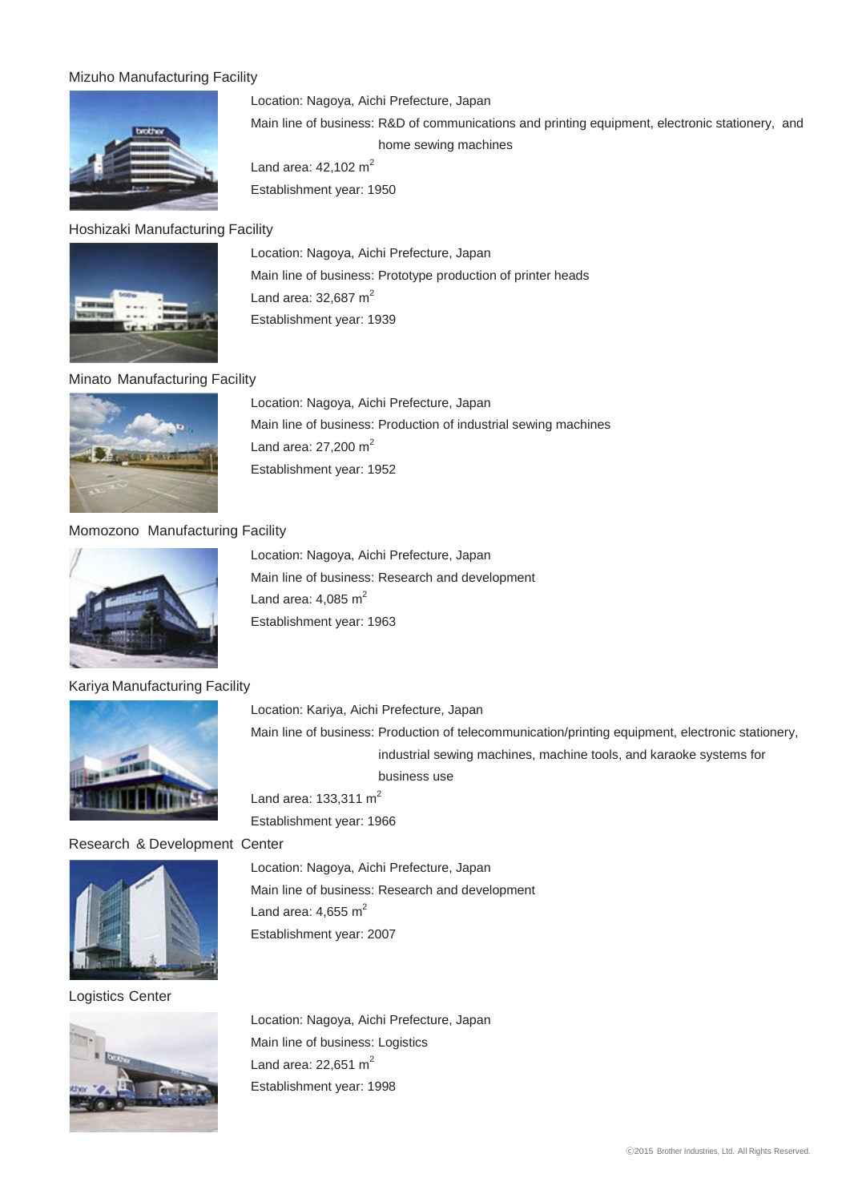### Mizuho Manufacturing Facility

Location: Nagoya, Aichi Prefecture, Japan

Main line of business: R&D of communications and printing equipment, electronic stationery, and home sewing machines

Land area: 42,102 $m^2$

Establishment year: 1950

### Hoshizaki Manufacturing Facility

Location: Nagoya, Aichi Prefecture, Japan

Main line of business: Prototype production of printer heads

Land area: 32,687 $m^2$

Establishment year: 1939

### Minato Manufacturing Facility

Location: Nagoya, Aichi Prefecture, Japan

Main line of business: Production of industrial sewing machines

Land area: 27,200 $m^2$

Establishment year: 1952

### Momozono Manufacturing Facility

Location: Nagoya, Aichi Prefecture, Japan

Main line of business: Research and development

Land area: 4,085 $m^2$

Establishment year: 1963

### Kariya Manufacturing Facility

Location: Kariya, Aichi Prefecture, Japan

Main line of business: Production of telecommunication/printing equipment, electronic stationery, industrial sewing machines, machine tools, and karaoke systems for business use

Land area: 133,311 $m^2$

Establishment year: 1966

### Research & Development Center

Location: Nagoya, Aichi Prefecture, Japan

Main line of business: Research and development

Land area: 4,655 $m^2$

Establishment year: 2007

### Logistics Center

Location: Nagoya, Aichi Prefecture, Japan

Main line of business: Logistics

Land area: 22,651 $m^2$

Establishment year: 1998

ⓒ2015 Brother Industries, Ltd. All Rights Reserved.